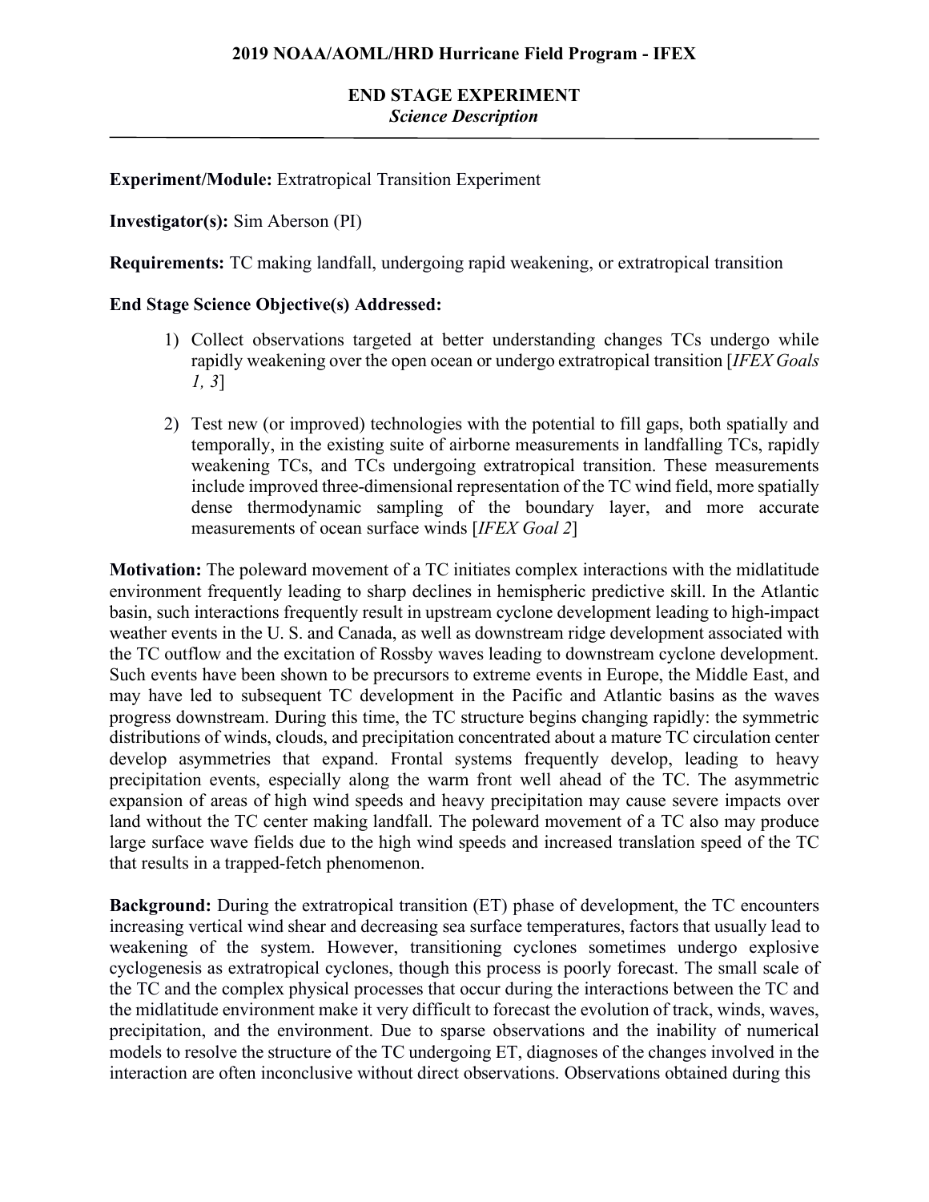**2019 NOAA/AOML/HRD Hurricane Field Program - IFEX**

**END STAGE EXPERIMENT**
***Science Description***

---

**Experiment/Module:** Extratropical Transition Experiment

**Investigator(s):** Sim Aberson (PI)

**Requirements:** TC making landfall, undergoing rapid weakening, or extratropical transition

**End Stage Science Objective(s) Addressed:**

1) Collect observations targeted at better understanding changes TCs undergo while rapidly weakening over the open ocean or undergo extratropical transition [*IFEX Goals 1, 3*]

2) Test new (or improved) technologies with the potential to fill gaps, both spatially and temporally, in the existing suite of airborne measurements in landfalling TCs, rapidly weakening TCs, and TCs undergoing extratropical transition. These measurements include improved three-dimensional representation of the TC wind field, more spatially dense thermodynamic sampling of the boundary layer, and more accurate measurements of ocean surface winds [*IFEX Goal 2*]

**Motivation:** The poleward movement of a TC initiates complex interactions with the midlatitude environment frequently leading to sharp declines in hemispheric predictive skill. In the Atlantic basin, such interactions frequently result in upstream cyclone development leading to high-impact weather events in the U. S. and Canada, as well as downstream ridge development associated with the TC outflow and the excitation of Rossby waves leading to downstream cyclone development. Such events have been shown to be precursors to extreme events in Europe, the Middle East, and may have led to subsequent TC development in the Pacific and Atlantic basins as the waves progress downstream. During this time, the TC structure begins changing rapidly: the symmetric distributions of winds, clouds, and precipitation concentrated about a mature TC circulation center develop asymmetries that expand. Frontal systems frequently develop, leading to heavy precipitation events, especially along the warm front well ahead of the TC. The asymmetric expansion of areas of high wind speeds and heavy precipitation may cause severe impacts over land without the TC center making landfall. The poleward movement of a TC also may produce large surface wave fields due to the high wind speeds and increased translation speed of the TC that results in a trapped-fetch phenomenon.

**Background:** During the extratropical transition (ET) phase of development, the TC encounters increasing vertical wind shear and decreasing sea surface temperatures, factors that usually lead to weakening of the system. However, transitioning cyclones sometimes undergo explosive cyclogenesis as extratropical cyclones, though this process is poorly forecast. The small scale of the TC and the complex physical processes that occur during the interactions between the TC and the midlatitude environment make it very difficult to forecast the evolution of track, winds, waves, precipitation, and the environment. Due to sparse observations and the inability of numerical models to resolve the structure of the TC undergoing ET, diagnoses of the changes involved in the interaction are often inconclusive without direct observations. Observations obtained during this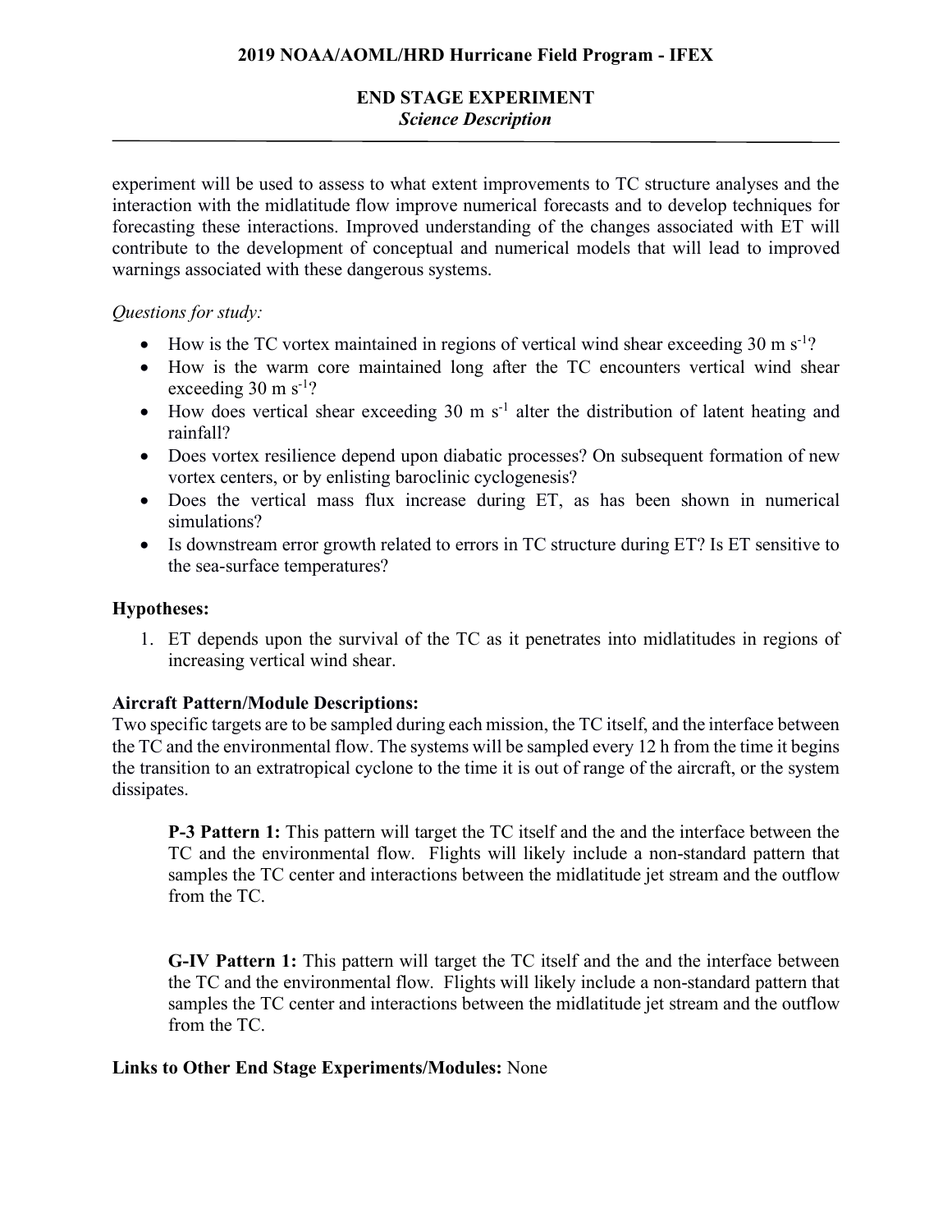experiment will be used to assess to what extent improvements to TC structure analyses and the interaction with the midlatitude flow improve numerical forecasts and to develop techniques for forecasting these interactions. Improved understanding of the changes associated with ET will contribute to the development of conceptual and numerical models that will lead to improved warnings associated with these dangerous systems.

*Questions for study:*

- How is the TC vortex maintained in regions of vertical wind shear exceeding 30 m $s^{-1}$?
- How is the warm core maintained long after the TC encounters vertical wind shear exceeding 30 m $s^{-1}$?
- How does vertical shear exceeding 30 m $s^{-1}$ alter the distribution of latent heating and rainfall?
- Does vortex resilience depend upon diabatic processes? On subsequent formation of new vortex centers, or by enlisting baroclinic cyclogenesis?
- Does the vertical mass flux increase during ET, as has been shown in numerical simulations?
- Is downstream error growth related to errors in TC structure during ET? Is ET sensitive to the sea-surface temperatures?

**Hypotheses:**

1. ET depends upon the survival of the TC as it penetrates into midlatitudes in regions of increasing vertical wind shear.

**Aircraft Pattern/Module Descriptions:**

Two specific targets are to be sampled during each mission, the TC itself, and the interface between the TC and the environmental flow. The systems will be sampled every 12 h from the time it begins the transition to an extratropical cyclone to the time it is out of range of the aircraft, or the system dissipates.

**P-3 Pattern 1:** This pattern will target the TC itself and the and the interface between the TC and the environmental flow. Flights will likely include a non-standard pattern that samples the TC center and interactions between the midlatitude jet stream and the outflow from the TC.

**G-IV Pattern 1:** This pattern will target the TC itself and the and the interface between the TC and the environmental flow. Flights will likely include a non-standard pattern that samples the TC center and interactions between the midlatitude jet stream and the outflow from the TC.

**Links to Other End Stage Experiments/Modules:** None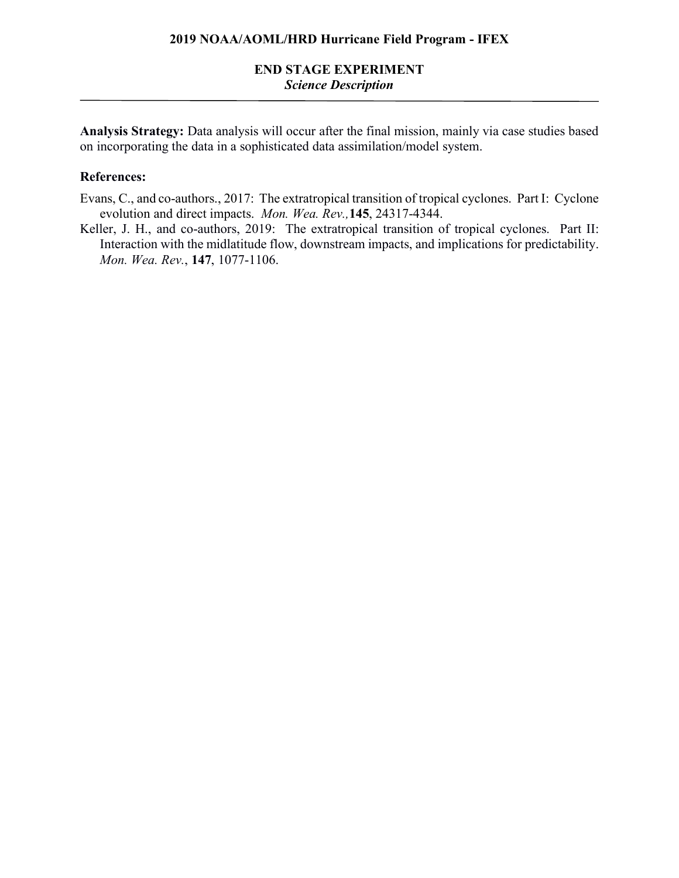**Analysis Strategy:** Data analysis will occur after the final mission, mainly via case studies based on incorporating the data in a sophisticated data assimilation/model system.

**References:**

Evans, C., and co-authors., 2017: The extratropical transition of tropical cyclones. Part I: Cyclone evolution and direct impacts. *Mon. Wea. Rev.,* **145**, 24317-4344.

Keller, J. H., and co-authors, 2019: The extratropical transition of tropical cyclones. Part II: Interaction with the midlatitude flow, downstream impacts, and implications for predictability. *Mon. Wea. Rev.*, **147**, 1077-1106.